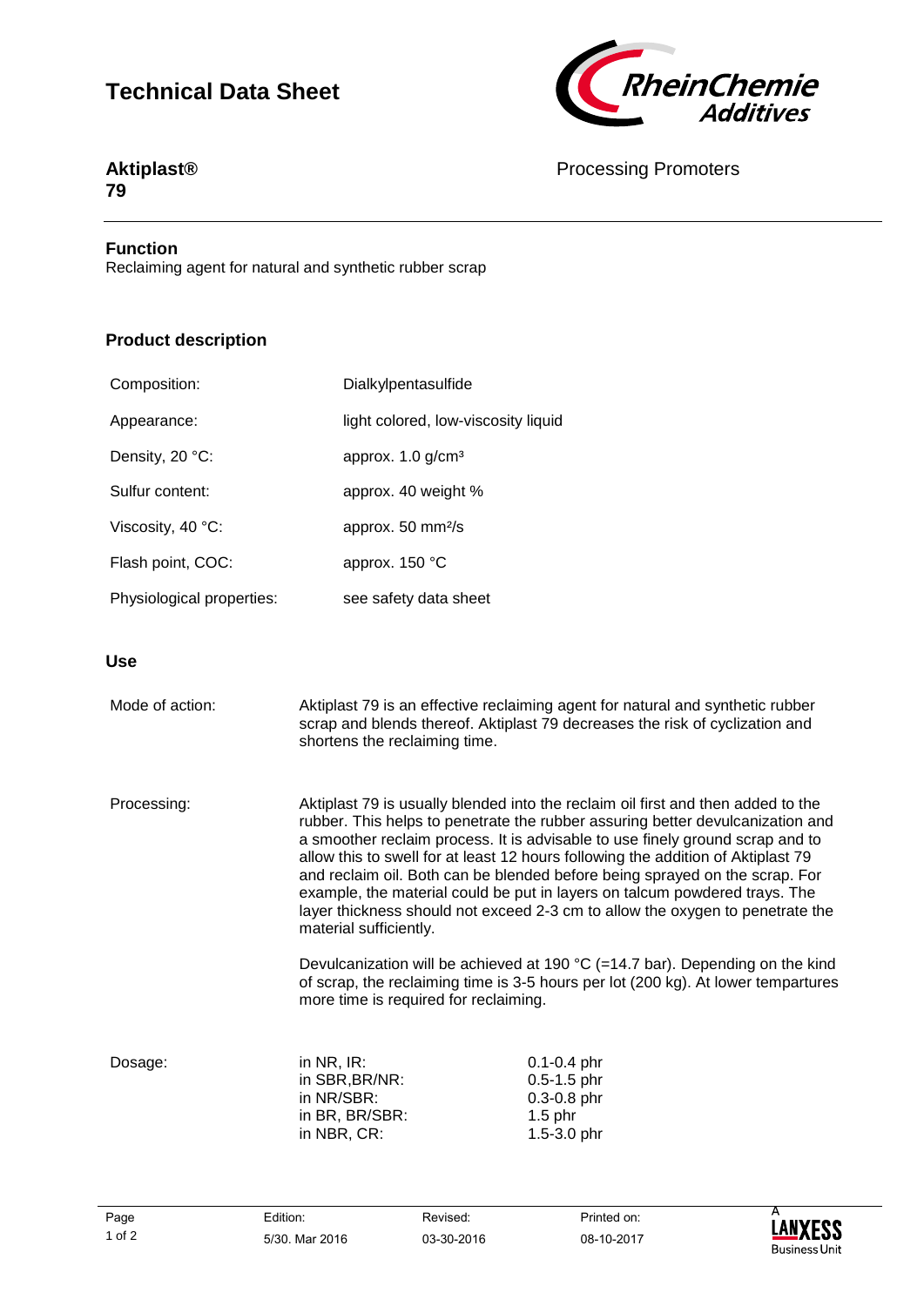# Technical Data Sheet

**Aktiplast® 79**

Processing Promoters

## Function

Reclaiming agent for natural and synthetic rubber scrap

## Product description

| | |
|---|---|
| Composition: | Dialkylpentasulfide |
| Appearance: | light colored, low-viscosity liquid |
| Density, 20 °C: | approx. 1.0 g/cm³ |
| Sulfur content: | approx. 40 weight % |
| Viscosity, 40 °C: | approx. 50 mm²/s |
| Flash point, COC: | approx. 150 °C |
| Physiological properties: | see safety data sheet |

## Use

**Mode of action:**

Aktiplast 79 is an effective reclaiming agent for natural and synthetic rubber scrap and blends thereof. Aktiplast 79 decreases the risk of cyclization and shortens the reclaiming time.

**Processing:**

Aktiplast 79 is usually blended into the reclaim oil first and then added to the rubber. This helps to penetrate the rubber assuring better devulcanization and a smoother reclaim process. It is advisable to use finely ground scrap and to allow this to swell for at least 12 hours following the addition of Aktiplast 79 and reclaim oil. Both can be blended before being sprayed on the scrap. For example, the material could be put in layers on talcum powdered trays. The layer thickness should not exceed 2-3 cm to allow the oxygen to penetrate the material sufficiently.

Devulcanization will be achieved at 190 °C (=14.7 bar). Depending on the kind of scrap, the reclaiming time is 3-5 hours per lot (200 kg). At lower tempartures more time is required for reclaiming.

**Dosage:**

| | |
|---|---|
| in NR, IR: | 0.1-0.4 phr |
| in SBR,BR/NR: | 0.5-1.5 phr |
| in NR/SBR: | 0.3-0.8 phr |
| in BR, BR/SBR: | 1.5 phr |
| in NBR, CR: | 1.5-3.0 phr |

Edition: 5/30. Mar 2016 | Revised: 03-30-2016 | Printed on: 08-10-2017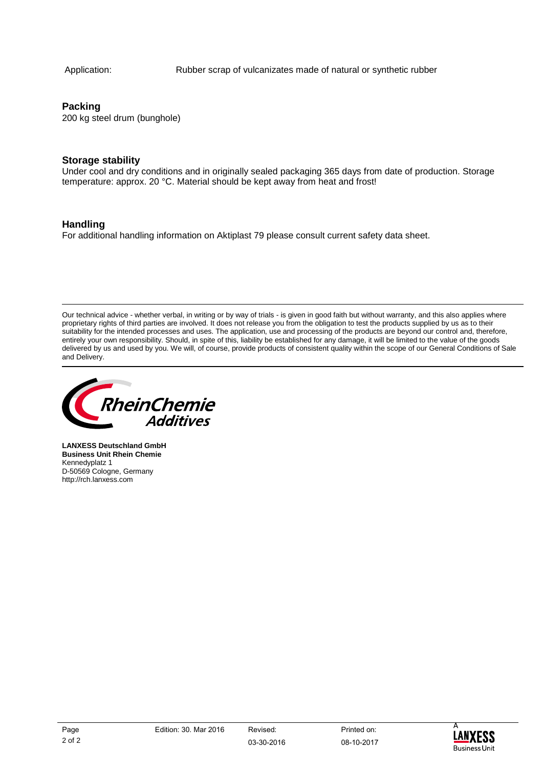Application: Rubber scrap of vulcanizates made of natural or synthetic rubber

## Packing

200 kg steel drum (bunghole)

## Storage stability

Under cool and dry conditions and in originally sealed packaging 365 days from date of production. Storage temperature: approx. 20 °C. Material should be kept away from heat and frost!

## Handling

For additional handling information on Aktiplast 79 please consult current safety data sheet.

---

Our technical advice - whether verbal, in writing or by way of trials - is given in good faith but without warranty, and this also applies where proprietary rights of third parties are involved. It does not release you from the obligation to test the products supplied by us as to their suitability for the intended processes and uses. The application, use and processing of the products are beyond our control and, therefore, entirely your own responsibility. Should, in spite of this, liability be established for any damage, it will be limited to the value of the goods delivered by us and used by you. We will, of course, provide products of consistent quality within the scope of our General Conditions of Sale and Delivery.

---

RheinChemie Additives

**LANXESS Deutschland GmbH**
**Business Unit Rhein Chemie**
Kennedyplatz 1
D-50569 Cologne, Germany
http://rch.lanxess.com

Edition: 30. Mar 2016 | Revised: 03-30-2016 | Printed on: 08-10-2017